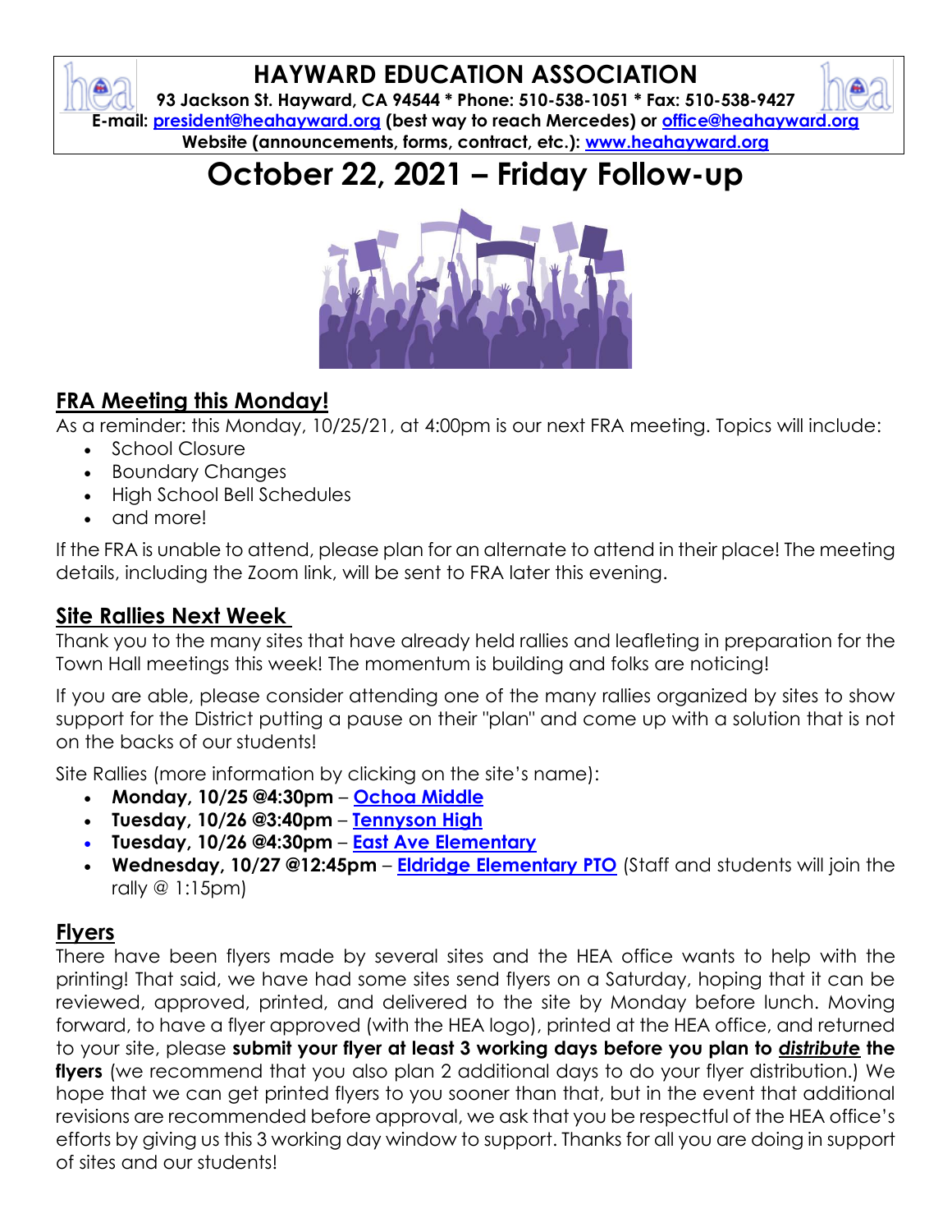# HAYWARD EDUCATION ASSOCIATION

**93 Jackson St. Hayward, CA 94544 * Phone: 510-538-1051 * Fax: 510-538-9427**
**E-mail: president@heahayward.org (best way to reach Mercedes) or office@heahayward.org**
**Website (announcements, forms, contract, etc.): www.heahayward.org**

# October 22, 2021 – Friday Follow-up

## FRA Meeting this Monday!

As a reminder: this Monday, 10/25/21, at 4:00pm is our next FRA meeting. Topics will include:

- School Closure
- Boundary Changes
- High School Bell Schedules
- and more!

If the FRA is unable to attend, please plan for an alternate to attend in their place! The meeting details, including the Zoom link, will be sent to FRA later this evening.

## Site Rallies Next Week

Thank you to the many sites that have already held rallies and leafleting in preparation for the Town Hall meetings this week! The momentum is building and folks are noticing!

If you are able, please consider attending one of the many rallies organized by sites to show support for the District putting a pause on their "plan" and come up with a solution that is not on the backs of our students!

Site Rallies (more information by clicking on the site's name):

- **Monday, 10/25 @4:30pm** – **Ochoa Middle**
- **Tuesday, 10/26 @3:40pm** – **Tennyson High**
- **Tuesday, 10/26 @4:30pm** – **East Ave Elementary**
- **Wednesday, 10/27 @12:45pm** – **Eldridge Elementary PTO** (Staff and students will join the rally @ 1:15pm)

## Flyers

There have been flyers made by several sites and the HEA office wants to help with the printing! That said, we have had some sites send flyers on a Saturday, hoping that it can be reviewed, approved, printed, and delivered to the site by Monday before lunch. Moving forward, to have a flyer approved (with the HEA logo), printed at the HEA office, and returned to your site, please **submit your flyer at least 3 working days before you plan to *distribute* the flyers** (we recommend that you also plan 2 additional days to do your flyer distribution.) We hope that we can get printed flyers to you sooner than that, but in the event that additional revisions are recommended before approval, we ask that you be respectful of the HEA office's efforts by giving us this 3 working day window to support. Thanks for all you are doing in support of sites and our students!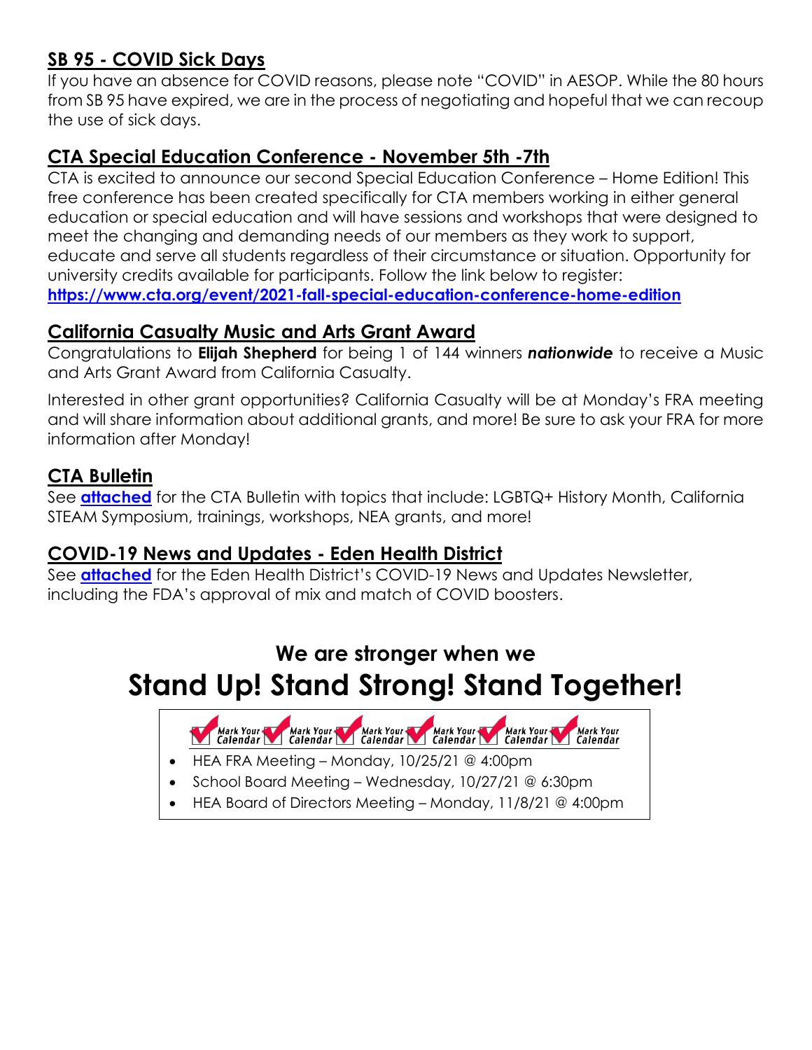## SB 95 - COVID Sick Days

If you have an absence for COVID reasons, please note "COVID" in AESOP. While the 80 hours from SB 95 have expired, we are in the process of negotiating and hopeful that we can recoup the use of sick days.

## CTA Special Education Conference - November 5th -7th

CTA is excited to announce our second Special Education Conference – Home Edition! This free conference has been created specifically for CTA members working in either general education or special education and will have sessions and workshops that were designed to meet the changing and demanding needs of our members as they work to support, educate and serve all students regardless of their circumstance or situation. Opportunity for university credits available for participants. Follow the link below to register:
**https://www.cta.org/event/2021-fall-special-education-conference-home-edition**

## California Casualty Music and Arts Grant Award

Congratulations to **Elijah Shepherd** for being 1 of 144 winners ***nationwide*** to receive a Music and Arts Grant Award from California Casualty.

Interested in other grant opportunities? California Casualty will be at Monday's FRA meeting and will share information about additional grants, and more! Be sure to ask your FRA for more information after Monday!

## CTA Bulletin

See **attached** for the CTA Bulletin with topics that include: LGBTQ+ History Month, California STEAM Symposium, trainings, workshops, NEA grants, and more!

## COVID-19 News and Updates - Eden Health District

See **attached** for the Eden Health District's COVID-19 News and Updates Newsletter, including the FDA's approval of mix and match of COVID boosters.

**We are stronger when we**

# Stand Up! Stand Strong! Stand Together!

Mark Your Calendar

- HEA FRA Meeting – Monday, 10/25/21 @ 4:00pm
- School Board Meeting – Wednesday, 10/27/21 @ 6:30pm
- HEA Board of Directors Meeting – Monday, 11/8/21 @ 4:00pm